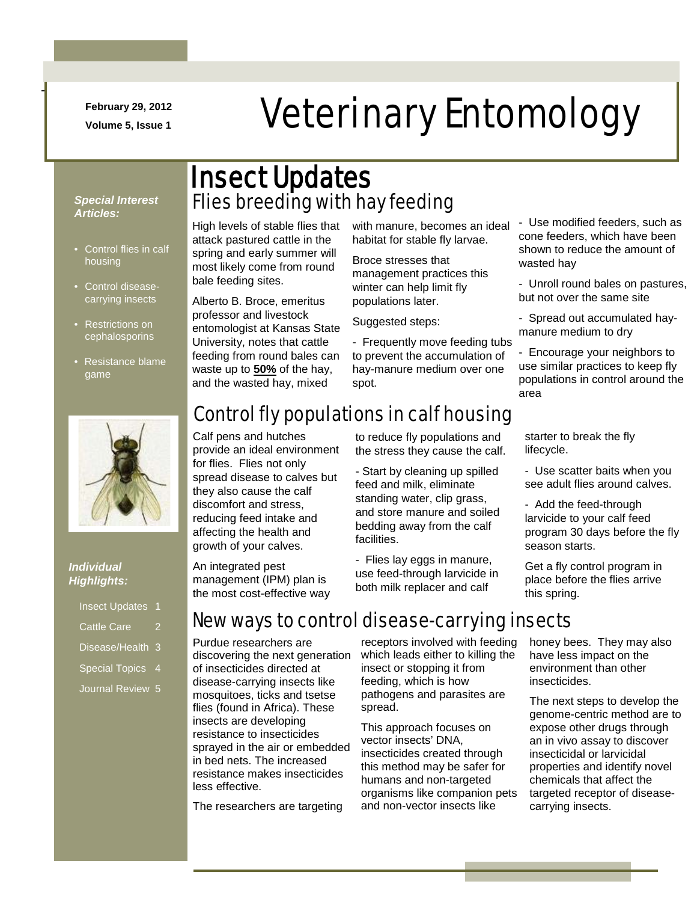February 29, 2012

Volume 5, Issue 1

# Veterinary Entomology

*Special Interest Articles:*

- Control flies in calf housing
- Control disease-carrying insects
- Restrictions on cephalosporins
- Resistance blame game

*Individual Highlights:*

| | |
|---|---|
| Insect Updates | 1 |
| Cattle Care | 2 |
| Disease/Health | 3 |
| Special Topics | 4 |
| Journal Review | 5 |

## Insect Updates

### Flies breeding with hay feeding

High levels of stable flies that attack pastured cattle in the spring and early summer will most likely come from round bale feeding sites.

Alberto B. Broce, emeritus professor and livestock entomologist at Kansas State University, notes that cattle feeding from round bales can waste up to **50%** of the hay, and the wasted hay, mixed with manure, becomes an ideal habitat for stable fly larvae.

Broce stresses that management practices this winter can help limit fly populations later.

Suggested steps:

- Frequently move feeding tubs to prevent the accumulation of hay-manure medium over one spot.
- Use modified feeders, such as cone feeders, which have been shown to reduce the amount of wasted hay
- Unroll round bales on pastures, but not over the same site
- Spread out accumulated hay-manure medium to dry
- Encourage your neighbors to use similar practices to keep fly populations in control around the area

### Control fly populations in calf housing

Calf pens and hutches provide an ideal environment for flies. Flies not only spread disease to calves but they also cause the calf discomfort and stress, reducing feed intake and affecting the health and growth of your calves.

An integrated pest management (IPM) plan is the most cost-effective way to reduce fly populations and the stress they cause the calf.

- Start by cleaning up spilled feed and milk, eliminate standing water, clip grass, and store manure and soiled bedding away from the calf facilities.
- Flies lay eggs in manure, use feed-through larvicide in both milk replacer and calf starter to break the fly lifecycle.
- Use scatter baits when you see adult flies around calves.
- Add the feed-through larvicide to your calf feed program 30 days before the fly season starts.

Get a fly control program in place before the flies arrive this spring.

### New ways to control disease-carrying insects

Purdue researchers are discovering the next generation of insecticides directed at disease-carrying insects like mosquitoes, ticks and tsetse flies (found in Africa). These insects are developing resistance to insecticides sprayed in the air or embedded in bed nets. The increased resistance makes insecticides less effective.

The researchers are targeting receptors involved with feeding which leads either to killing the insect or stopping it from feeding, which is how pathogens and parasites are spread.

This approach focuses on vector insects' DNA, insecticides created through this method may be safer for humans and non-targeted organisms like companion pets and non-vector insects like honey bees. They may also have less impact on the environment than other insecticides.

The next steps to develop the genome-centric method are to expose other drugs through an in vivo assay to discover insecticidal or larvicidal properties and identify novel chemicals that affect the targeted receptor of disease-carrying insects.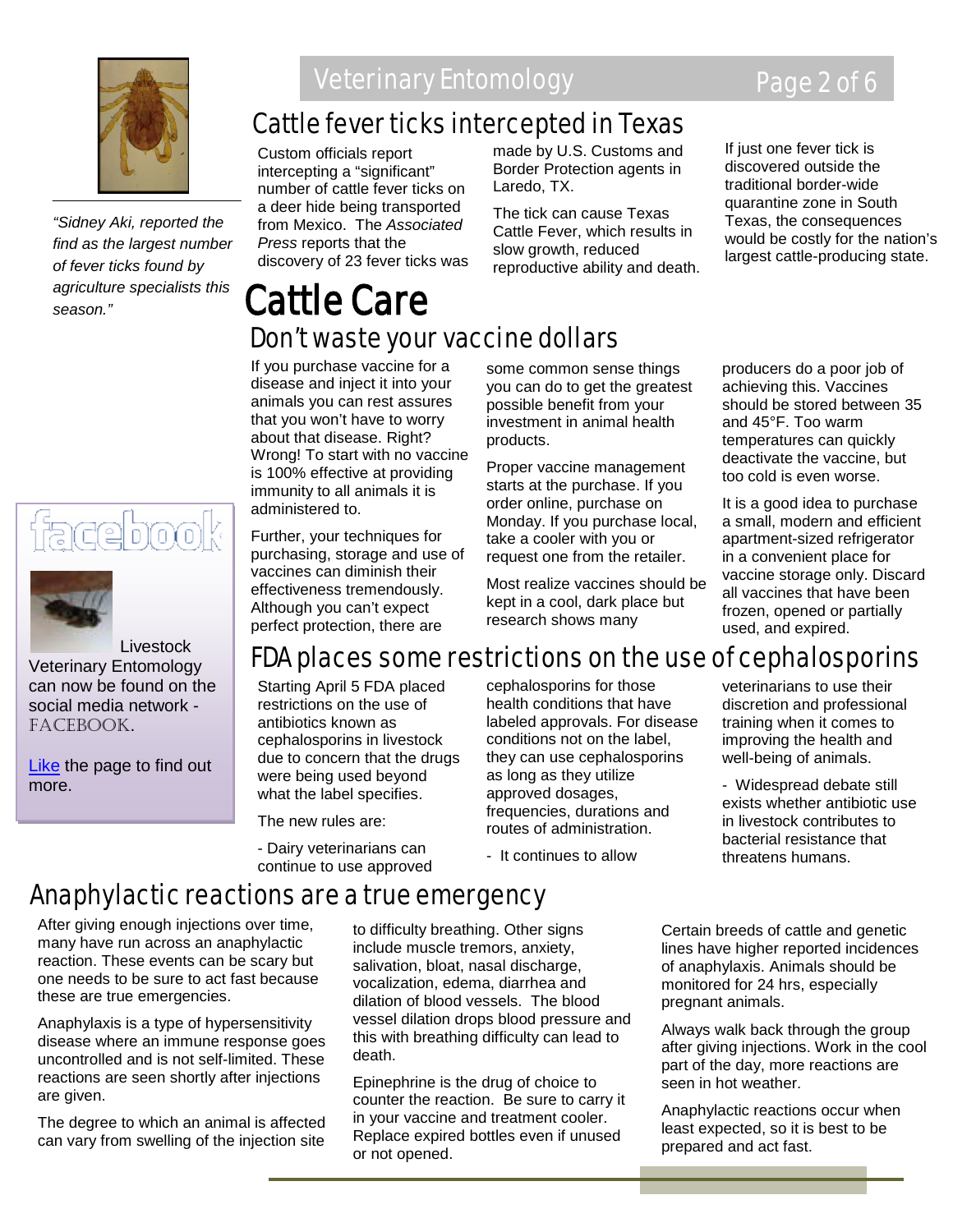*"Sidney Aki, reported the find as the largest number of fever ticks found by agriculture specialists this season."*

## Cattle fever ticks intercepted in Texas

Custom officials report intercepting a "significant" number of cattle fever ticks on a deer hide being transported from Mexico. The *Associated Press* reports that the discovery of 23 fever ticks was made by U.S. Customs and Border Protection agents in Laredo, TX.

The tick can cause Texas Cattle Fever, which results in slow growth, reduced reproductive ability and death.

If just one fever tick is discovered outside the traditional border-wide quarantine zone in South Texas, the consequences would be costly for the nation's largest cattle-producing state.

# Cattle Care

## Don't waste your vaccine dollars

If you purchase vaccine for a disease and inject it into your animals you can rest assures that you won't have to worry about that disease. Right? Wrong! To start with no vaccine is 100% effective at providing immunity to all animals it is administered to.

Further, your techniques for purchasing, storage and use of vaccines can diminish their effectiveness tremendously. Although you can't expect perfect protection, there are some common sense things you can do to get the greatest possible benefit from your investment in animal health products.

Proper vaccine management starts at the purchase. If you order online, purchase on Monday. If you purchase local, take a cooler with you or request one from the retailer.

Most realize vaccines should be kept in a cool, dark place but research shows many producers do a poor job of achieving this. Vaccines should be stored between 35 and 45°F. Too warm temperatures can quickly deactivate the vaccine, but too cold is even worse.

It is a good idea to purchase a small, modern and efficient apartment-sized refrigerator in a convenient place for vaccine storage only. Discard all vaccines that have been frozen, opened or partially used, and expired.

facebook

Livestock Veterinary Entomology can now be found on the social media network - FACEBOOK.

Like the page to find out more.

## FDA places some restrictions on the use of cephalosporins

Starting April 5 FDA placed restrictions on the use of antibiotics known as cephalosporins in livestock due to concern that the drugs were being used beyond what the label specifies.

The new rules are:

- Dairy veterinarians can continue to use approved cephalosporins for those health conditions that have labeled approvals. For disease conditions not on the label, they can use cephalosporins as long as they utilize approved dosages, frequencies, durations and routes of administration.

- It continues to allow veterinarians to use their discretion and professional training when it comes to improving the health and well-being of animals.

- Widespread debate still exists whether antibiotic use in livestock contributes to bacterial resistance that threatens humans.

## Anaphylactic reactions are a true emergency

After giving enough injections over time, many have run across an anaphylactic reaction. These events can be scary but one needs to be sure to act fast because these are true emergencies.

Anaphylaxis is a type of hypersensitivity disease where an immune response goes uncontrolled and is not self-limited. These reactions are seen shortly after injections are given.

The degree to which an animal is affected can vary from swelling of the injection site to difficulty breathing. Other signs include muscle tremors, anxiety, salivation, bloat, nasal discharge, vocalization, edema, diarrhea and dilation of blood vessels. The blood vessel dilation drops blood pressure and this with breathing difficulty can lead to death.

Epinephrine is the drug of choice to counter the reaction. Be sure to carry it in your vaccine and treatment cooler. Replace expired bottles even if unused or not opened.

Certain breeds of cattle and genetic lines have higher reported incidences of anaphylaxis. Animals should be monitored for 24 hrs, especially pregnant animals.

Always walk back through the group after giving injections. Work in the cool part of the day, more reactions are seen in hot weather.

Anaphylactic reactions occur when least expected, so it is best to be prepared and act fast.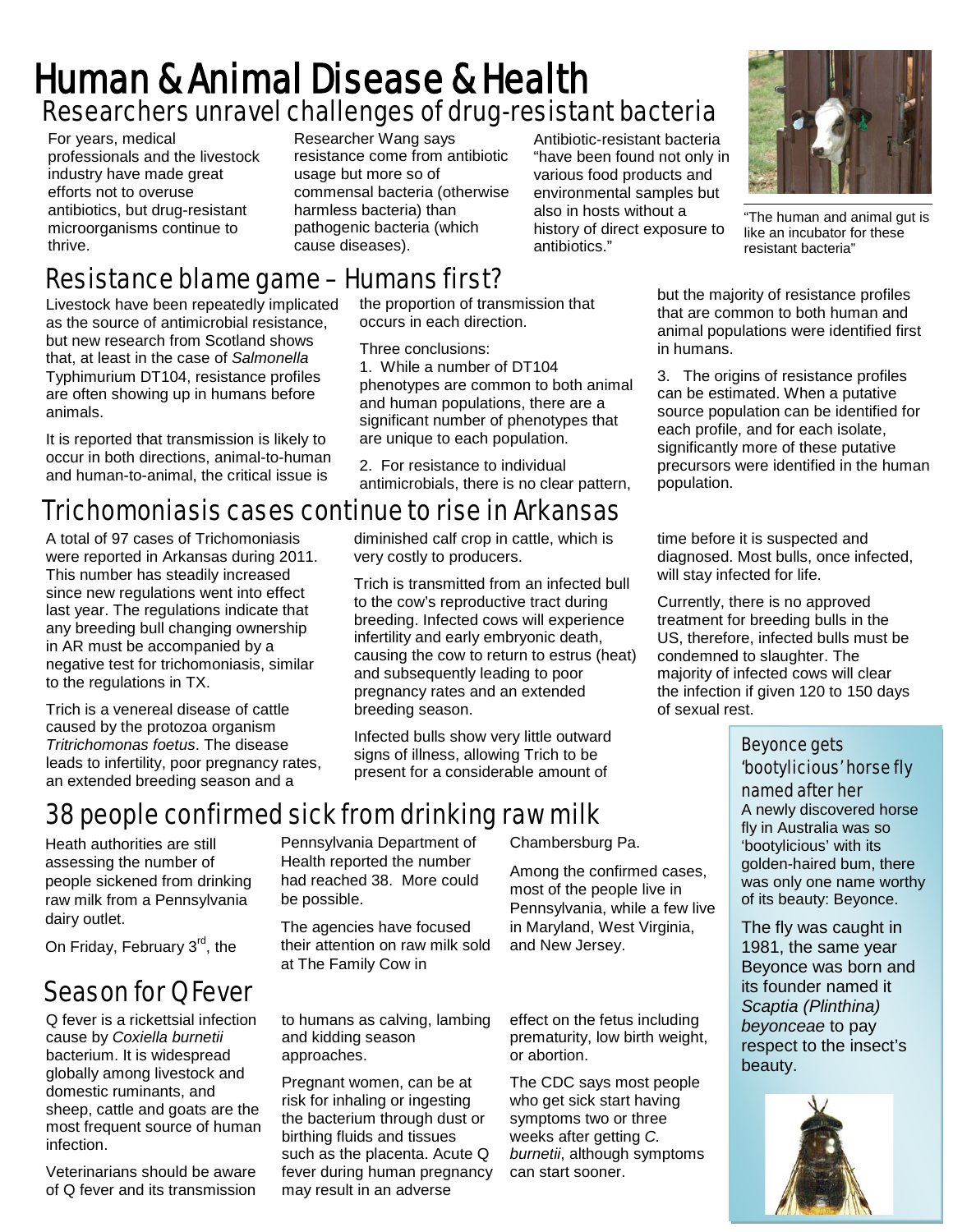# Human & Animal Disease & Health

## Researchers unravel challenges of drug-resistant bacteria

For years, medical professionals and the livestock industry have made great efforts not to overuse antibiotics, but drug-resistant microorganisms continue to thrive.

Researcher Wang says resistance come from antibiotic usage but more so of commensal bacteria (otherwise harmless bacteria) than pathogenic bacteria (which cause diseases).

Antibiotic-resistant bacteria "have been found not only in various food products and environmental samples but also in hosts without a history of direct exposure to antibiotics."

"The human and animal gut is like an incubator for these resistant bacteria"

## Resistance blame game – Humans first?

Livestock have been repeatedly implicated as the source of antimicrobial resistance, but new research from Scotland shows that, at least in the case of *Salmonella* Typhimurium DT104, resistance profiles are often showing up in humans before animals.

It is reported that transmission is likely to occur in both directions, animal-to-human and human-to-animal, the critical issue is the proportion of transmission that occurs in each direction.

Three conclusions:

1. While a number of DT104 phenotypes are common to both animal and human populations, there are a significant number of phenotypes that are unique to each population.
2. For resistance to individual antimicrobials, there is no clear pattern, but the majority of resistance profiles that are common to both human and animal populations were identified first in humans.
3. The origins of resistance profiles can be estimated. When a putative source population can be identified for each profile, and for each isolate, significantly more of these putative precursors were identified in the human population.

## Trichomoniasis cases continue to rise in Arkansas

A total of 97 cases of Trichomoniasis were reported in Arkansas during 2011. This number has steadily increased since new regulations went into effect last year. The regulations indicate that any breeding bull changing ownership in AR must be accompanied by a negative test for trichomoniasis, similar to the regulations in TX.

Trich is a venereal disease of cattle caused by the protozoa organism *Tritrichomonas foetus*. The disease leads to infertility, poor pregnancy rates, an extended breeding season and a diminished calf crop in cattle, which is very costly to producers.

Trich is transmitted from an infected bull to the cow's reproductive tract during breeding. Infected cows will experience infertility and early embryonic death, causing the cow to return to estrus (heat) and subsequently leading to poor pregnancy rates and an extended breeding season.

Infected bulls show very little outward signs of illness, allowing Trich to be present for a considerable amount of time before it is suspected and diagnosed. Most bulls, once infected, will stay infected for life.

Currently, there is no approved treatment for breeding bulls in the US, therefore, infected bulls must be condemned to slaughter. The majority of infected cows will clear the infection if given 120 to 150 days of sexual rest.

## 38 people confirmed sick from drinking raw milk

Heath authorities are still assessing the number of people sickened from drinking raw milk from a Pennsylvania dairy outlet.

On Friday, February 3rd, the Pennsylvania Department of Health reported the number had reached 38. More could be possible.

The agencies have focused their attention on raw milk sold at The Family Cow in Chambersburg Pa.

Among the confirmed cases, most of the people live in Pennsylvania, while a few live in Maryland, West Virginia, and New Jersey.

## Season for Q Fever

Q fever is a rickettsial infection cause by *Coxiella burnetii* bacterium. It is widespread globally among livestock and domestic ruminants, and sheep, cattle and goats are the most frequent source of human infection.

Veterinarians should be aware of Q fever and its transmission to humans as calving, lambing and kidding season approaches.

Pregnant women, can be at risk for inhaling or ingesting the bacterium through dust or birthing fluids and tissues such as the placenta. Acute Q fever during human pregnancy may result in an adverse effect on the fetus including prematurity, low birth weight, or abortion.

The CDC says most people who get sick start having symptoms two or three weeks after getting *C. burnetii*, although symptoms can start sooner.

### Beyonce gets 'bootylicious' horse fly named after her

A newly discovered horse fly in Australia was so 'bootylicious' with its golden-haired bum, there was only one name worthy of its beauty: Beyonce.

The fly was caught in 1981, the same year Beyonce was born and its founder named it *Scaptia (Plinthina) beyonceae* to pay respect to the insect's beauty.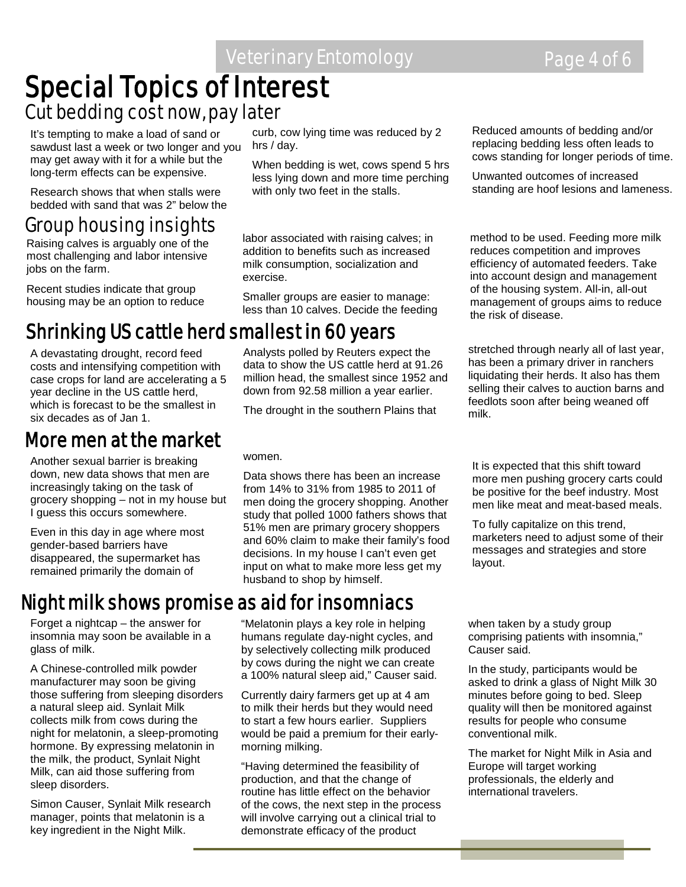# Special Topics of Interest

## Cut bedding cost now, pay later

It's tempting to make a load of sand or sawdust last a week or two longer and you may get away with it for a while but the long-term effects can be expensive.

Research shows that when stalls were bedded with sand that was 2" below the curb, cow lying time was reduced by 2 hrs / day.

When bedding is wet, cows spend 5 hrs less lying down and more time perching with only two feet in the stalls.

Reduced amounts of bedding and/or replacing bedding less often leads to cows standing for longer periods of time.

Unwanted outcomes of increased standing are hoof lesions and lameness.

## Group housing insights

Raising calves is arguably one of the most challenging and labor intensive jobs on the farm.

Recent studies indicate that group housing may be an option to reduce labor associated with raising calves; in addition to benefits such as increased milk consumption, socialization and exercise.

Smaller groups are easier to manage: less than 10 calves. Decide the feeding method to be used. Feeding more milk reduces competition and improves efficiency of automated feeders. Take into account design and management of the housing system. All-in, all-out management of groups aims to reduce the risk of disease.

## Shrinking US cattle herd smallest in 60 years

A devastating drought, record feed costs and intensifying competition with case crops for land are accelerating a 5 year decline in the US cattle herd, which is forecast to be the smallest in six decades as of Jan 1.

Analysts polled by Reuters expect the data to show the US cattle herd at 91.26 million head, the smallest since 1952 and down from 92.58 million a year earlier.

The drought in the southern Plains that stretched through nearly all of last year, has been a primary driver in ranchers liquidating their herds. It also has them selling their calves to auction barns and feedlots soon after being weaned off milk.

## More men at the market

Another sexual barrier is breaking down, new data shows that men are increasingly taking on the task of grocery shopping – not in my house but I guess this occurs somewhere.

Even in this day in age where most gender-based barriers have disappeared, the supermarket has remained primarily the domain of women.

Data shows there has been an increase from 14% to 31% from 1985 to 2011 of men doing the grocery shopping. Another study that polled 1000 fathers shows that 51% men are primary grocery shoppers and 60% claim to make their family's food decisions. In my house I can't even get input on what to make more less get my husband to shop by himself.

It is expected that this shift toward more men pushing grocery carts could be positive for the beef industry. Most men like meat and meat-based meals.

To fully capitalize on this trend, marketers need to adjust some of their messages and strategies and store layout.

## Night milk shows promise as aid for insomniacs

Forget a nightcap – the answer for insomnia may soon be available in a glass of milk.

A Chinese-controlled milk powder manufacturer may soon be giving those suffering from sleeping disorders a natural sleep aid. Synlait Milk collects milk from cows during the night for melatonin, a sleep-promoting hormone. By expressing melatonin in the milk, the product, Synlait Night Milk, can aid those suffering from sleep disorders.

Simon Causer, Synlait Milk research manager, points that melatonin is a key ingredient in the Night Milk.

"Melatonin plays a key role in helping humans regulate day-night cycles, and by selectively collecting milk produced by cows during the night we can create a 100% natural sleep aid," Causer said.

Currently dairy farmers get up at 4 am to milk their herds but they would need to start a few hours earlier. Suppliers would be paid a premium for their early-morning milking.

"Having determined the feasibility of production, and that the change of routine has little effect on the behavior of the cows, the next step in the process will involve carrying out a clinical trial to demonstrate efficacy of the product when taken by a study group comprising patients with insomnia," Causer said.

In the study, participants would be asked to drink a glass of Night Milk 30 minutes before going to bed. Sleep quality will then be monitored against results for people who consume conventional milk.

The market for Night Milk in Asia and Europe will target working professionals, the elderly and international travelers.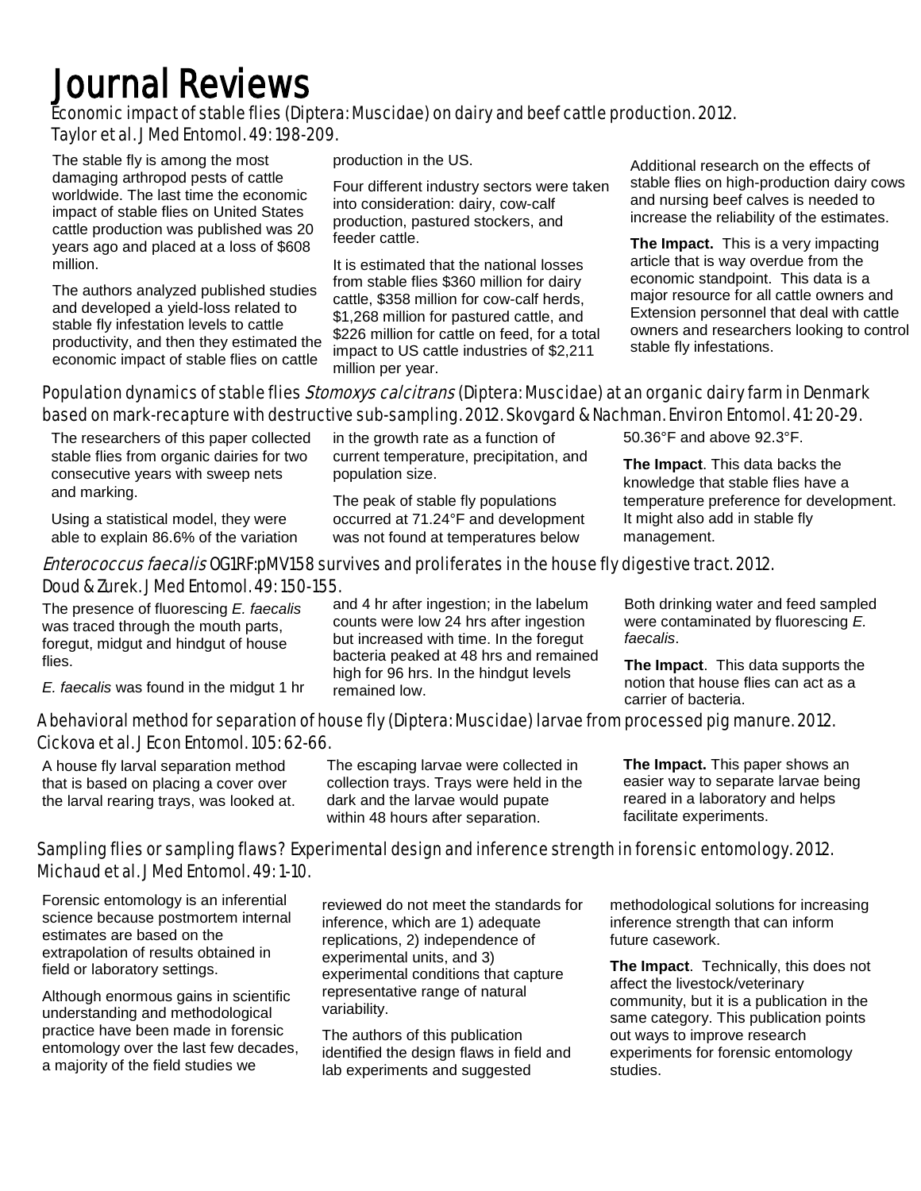# Journal Reviews

## Economic impact of stable flies (Diptera: Muscidae) on dairy and beef cattle production. 2012. Taylor et al. J Med Entomol. 49: 198-209.

The stable fly is among the most damaging arthropod pests of cattle worldwide. The last time the economic impact of stable flies on United States cattle production was published was 20 years ago and placed at a loss of $608 million.

The authors analyzed published studies and developed a yield-loss related to stable fly infestation levels to cattle productivity, and then they estimated the economic impact of stable flies on cattle production in the US.

Four different industry sectors were taken into consideration: dairy, cow-calf production, pastured stockers, and feeder cattle.

It is estimated that the national losses from stable flies $360 million for dairy cattle, $358 million for cow-calf herds, $1,268 million for pastured cattle, and $226 million for cattle on feed, for a total impact to US cattle industries of $2,211 million per year.

Additional research on the effects of stable flies on high-production dairy cows and nursing beef calves is needed to increase the reliability of the estimates.

**The Impact.** This is a very impacting article that is way overdue from the economic standpoint. This data is a major resource for all cattle owners and Extension personnel that deal with cattle owners and researchers looking to control stable fly infestations.

## Population dynamics of stable flies *Stomoxys calcitrans* (Diptera: Muscidae) at an organic dairy farm in Denmark based on mark-recapture with destructive sub-sampling. 2012. Skovgard & Nachman. Environ Entomol. 41: 20-29.

The researchers of this paper collected stable flies from organic dairies for two consecutive years with sweep nets and marking.

Using a statistical model, they were able to explain 86.6% of the variation in the growth rate as a function of current temperature, precipitation, and population size.

The peak of stable fly populations occurred at 71.24°F and development was not found at temperatures below 50.36°F and above 92.3°F.

**The Impact**. This data backs the knowledge that stable flies have a temperature preference for development. It might also add in stable fly management.

## *Enterococcus faecalis* OG1RF:pMV158 survives and proliferates in the house fly digestive tract. 2012. Doud & Zurek. J Med Entomol. 49: 150-155.

The presence of fluorescing *E. faecalis* was traced through the mouth parts, foregut, midgut and hindgut of house flies.

*E. faecalis* was found in the midgut 1 hr and 4 hr after ingestion; in the labelum counts were low 24 hrs after ingestion but increased with time. In the foregut bacteria peaked at 48 hrs and remained high for 96 hrs. In the hindgut levels remained low.

Both drinking water and feed sampled were contaminated by fluorescing *E. faecalis*.

**The Impact**. This data supports the notion that house flies can act as a carrier of bacteria.

## A behavioral method for separation of house fly (Diptera: Muscidae) larvae from processed pig manure. 2012. Cickova et al. J Econ Entomol. 105: 62-66.

A house fly larval separation method that is based on placing a cover over the larval rearing trays, was looked at.

The escaping larvae were collected in collection trays. Trays were held in the dark and the larvae would pupate within 48 hours after separation.

**The Impact.** This paper shows an easier way to separate larvae being reared in a laboratory and helps facilitate experiments.

## Sampling flies or sampling flaws? Experimental design and inference strength in forensic entomology. 2012. Michaud et al. J Med Entomol. 49: 1-10.

Forensic entomology is an inferential science because postmortem internal estimates are based on the extrapolation of results obtained in field or laboratory settings.

Although enormous gains in scientific understanding and methodological practice have been made in forensic entomology over the last few decades, a majority of the field studies we reviewed do not meet the standards for inference, which are 1) adequate replications, 2) independence of experimental units, and 3) experimental conditions that capture representative range of natural variability.

The authors of this publication identified the design flaws in field and lab experiments and suggested methodological solutions for increasing inference strength that can inform future casework.

**The Impact**. Technically, this does not affect the livestock/veterinary community, but it is a publication in the same category. This publication points out ways to improve research experiments for forensic entomology studies.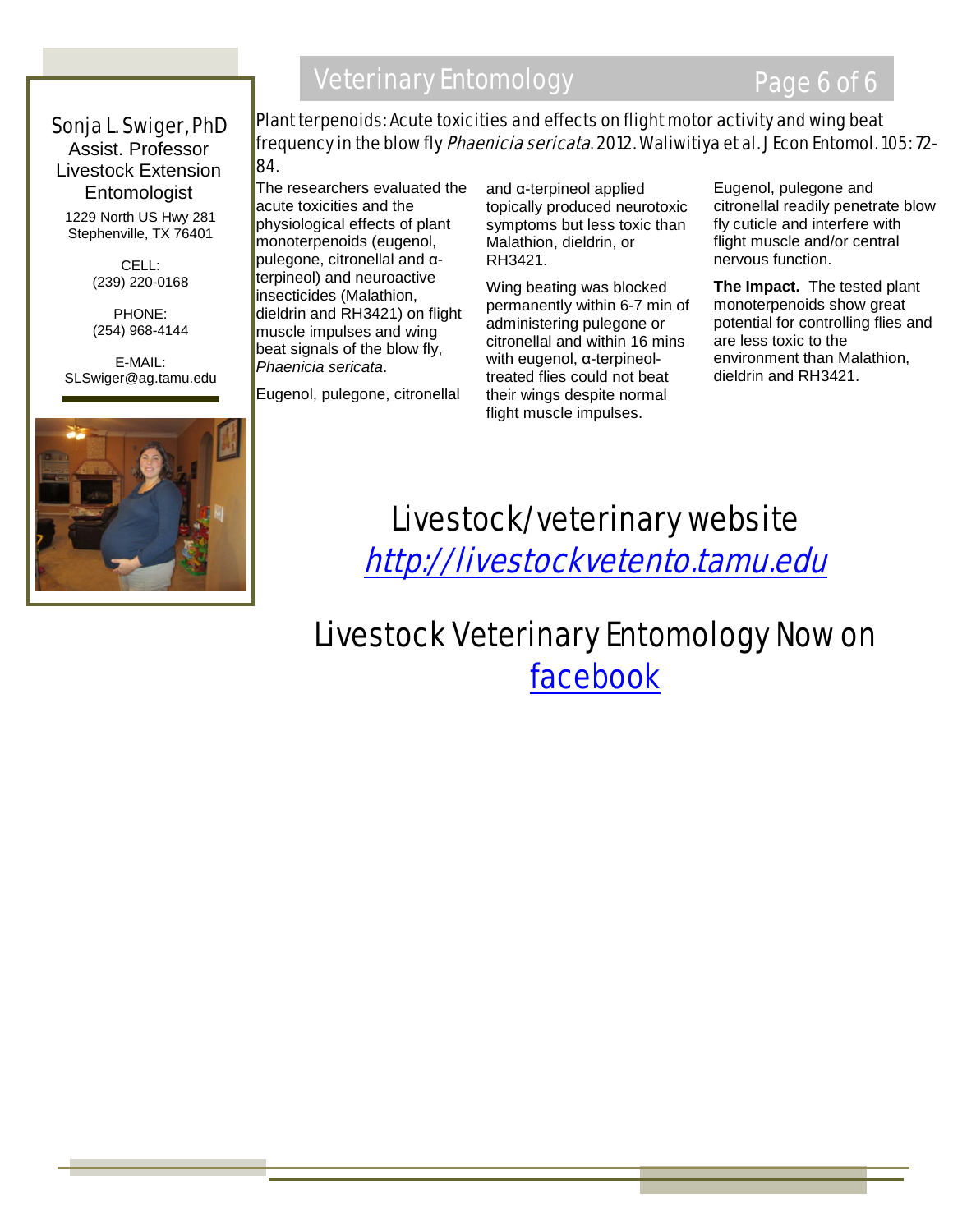Sonja L. Swiger, PhD
Assist. Professor
Livestock Extension Entomologist

1229 North US Hwy 281
Stephenville, TX 76401

CELL:
(239) 220-0168

PHONE:
(254) 968-4144

E-MAIL:
SLSwiger@ag.tamu.edu

## Plant terpenoids: Acute toxicities and effects on flight motor activity and wing beat frequency in the blow fly *Phaenicia sericata*. 2012. Waliwitiya et al. J Econ Entomol. 105: 72-84.

The researchers evaluated the acute toxicities and the physiological effects of plant monoterpenoids (eugenol, pulegone, citronellal and α-terpineol) and neuroactive insecticides (Malathion, dieldrin and RH3421) on flight muscle impulses and wing beat signals of the blow fly, *Phaenicia sericata*.

Eugenol, pulegone, citronellal and α-terpineol applied topically produced neurotoxic symptoms but less toxic than Malathion, dieldrin, or RH3421.

Wing beating was blocked permanently within 6-7 min of administering pulegone or citronellal and within 16 mins with eugenol, α-terpineol-treated flies could not beat their wings despite normal flight muscle impulses.

Eugenol, pulegone and citronellal readily penetrate blow fly cuticle and interfere with flight muscle and/or central nervous function.

**The Impact.** The tested plant monoterpenoids show great potential for controlling flies and are less toxic to the environment than Malathion, dieldrin and RH3421.

## Livestock/veterinary website
[http://livestockvetento.tamu.edu](http://livestockvetento.tamu.edu)

## Livestock Veterinary Entomology Now on [facebook]